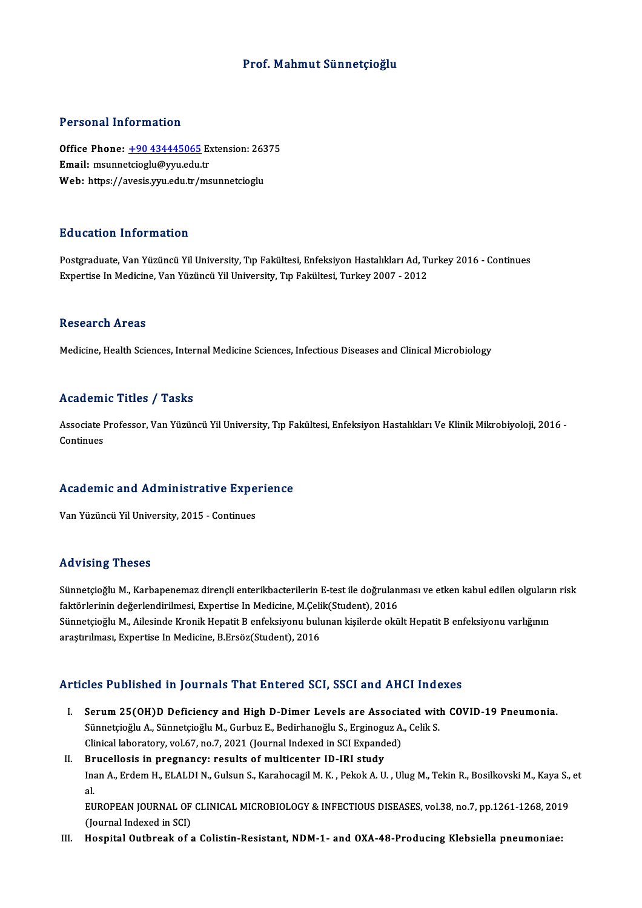# Prof. Mahmut Sünnetçioğlu

## Personal Information

**Office Phone:** +90 434445065 Extension: 26375
**Email:** msunnetcioglu@yyu.edu.tr
**Web:** https://avesis.yyu.edu.tr/msunnetcioglu

## Education Information

Postgraduate, Van Yüzüncü Yil University, Tıp Fakültesi, Enfeksiyon Hastalıkları Ad, Turkey 2016 - Continues
Expertise In Medicine, Van Yüzüncü Yil University, Tıp Fakültesi, Turkey 2007 - 2012

## Research Areas

Medicine, Health Sciences, Internal Medicine Sciences, Infectious Diseases and Clinical Microbiology

## Academic Titles / Tasks

Associate Professor, Van Yüzüncü Yil University, Tıp Fakültesi, Enfeksiyon Hastalıkları Ve Klinik Mikrobiyoloji, 2016 - Continues

## Academic and Administrative Experience

Van Yüzüncü Yil University, 2015 - Continues

## Advising Theses

Sünnetçioğlu M., Karbapenemaz dirençli enterikbacterilerin E-test ile doğrulanması ve etken kabul edilen olguların risk faktörlerinin değerlendirilmesi, Expertise In Medicine, M.Çelik(Student), 2016
Sünnetçioğlu M., Ailesinde Kronik Hepatit B enfeksiyonu bulunan kişilerde okült Hepatit B enfeksiyonu varlığının araştırılması, Expertise In Medicine, B.Ersöz(Student), 2016

## Articles Published in Journals That Entered SCI, SSCI and AHCI Indexes

I. **Serum 25(OH)D Deficiency and High D-Dimer Levels are Associated with COVID-19 Pneumonia.**
Sünnetçioğlu A., Sünnetçioğlu M., Gurbuz E., Bedirhanoğlu S., Erginoguz A., Celik S.
Clinical laboratory, vol.67, no.7, 2021 (Journal Indexed in SCI Expanded)

II. **Brucellosis in pregnancy: results of multicenter ID-IRI study**
Inan A., Erdem H., ELALDI N., Gulsun S., Karahocagil M. K. , Pekok A. U. , Ulug M., Tekin R., Bosilkovski M., Kaya S., et al.
EUROPEAN JOURNAL OF CLINICAL MICROBIOLOGY & INFECTIOUS DISEASES, vol.38, no.7, pp.1261-1268, 2019 (Journal Indexed in SCI)

III. **Hospital Outbreak of a Colistin-Resistant, NDM-1- and OXA-48-Producing Klebsiella pneumoniae:**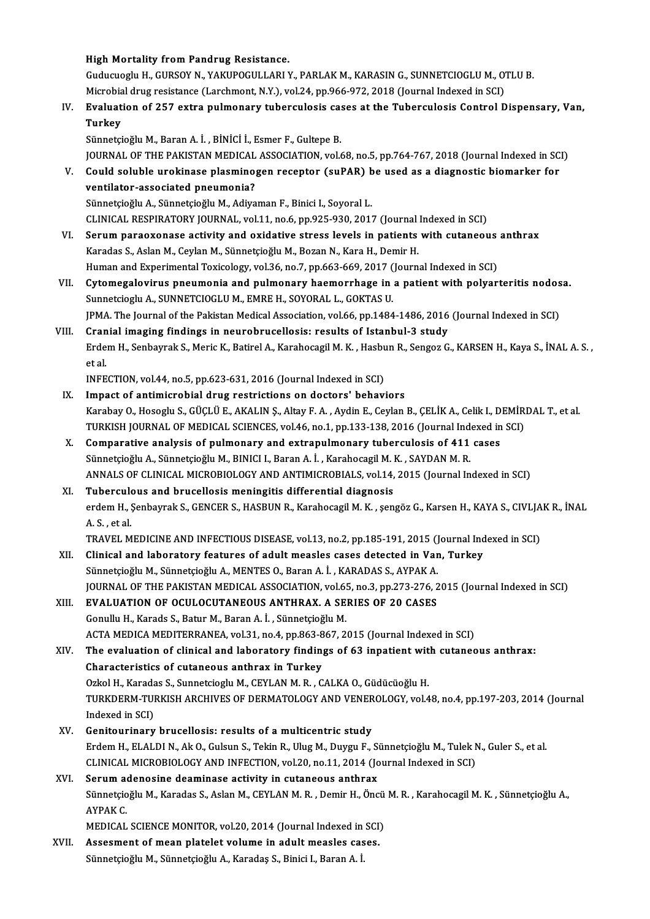High Mortality from Pandrug Resistance.
Guducuoglu H., GURSOY N., YAKUPOGULLARI Y., PARLAK M., KARASIN G., SUNNETCIOGLU M., OTLU B.
Microbial drug resistance (Larchmont, N.Y.), vol.24, pp.966-972, 2018 (Journal Indexed in SCI)

IV. **Evaluation of 257 extra pulmonary tuberculosis cases at the Tuberculosis Control Dispensary, Van, Turkey**
Sünnetçioğlu M., Baran A. İ. , BİNİCİ İ., Esmer F., Gultepe B.
JOURNAL OF THE PAKISTAN MEDICAL ASSOCIATION, vol.68, no.5, pp.764-767, 2018 (Journal Indexed in SCI)

V. **Could soluble urokinase plasminogen receptor (suPAR) be used as a diagnostic biomarker for ventilator-associated pneumonia?**
Sünnetçioğlu A., Sünnetçioğlu M., Adiyaman F., Binici I., Soyoral L.
CLINICAL RESPIRATORY JOURNAL, vol.11, no.6, pp.925-930, 2017 (Journal Indexed in SCI)

VI. **Serum paraoxonase activity and oxidative stress levels in patients with cutaneous anthrax**
Karadas S., Aslan M., Ceylan M., Sünnetçioğlu M., Bozan N., Kara H., Demir H.
Human and Experimental Toxicology, vol.36, no.7, pp.663-669, 2017 (Journal Indexed in SCI)

VII. **Cytomegalovirus pneumonia and pulmonary haemorrhage in a patient with polyarteritis nodosa.**
Sunnetcioglu A., SUNNETCIOGLU M., EMRE H., SOYORAL L., GOKTAS U.
JPMA. The Journal of the Pakistan Medical Association, vol.66, pp.1484-1486, 2016 (Journal Indexed in SCI)

VIII. **Cranial imaging findings in neurobrucellosis: results of Istanbul-3 study**
Erdem H., Senbayrak S., Meric K., Batirel A., Karahocagil M. K. , Hasbun R., Sengoz G., KARSEN H., Kaya S., İNAL A. S. , et al.
INFECTION, vol.44, no.5, pp.623-631, 2016 (Journal Indexed in SCI)

IX. **Impact of antimicrobial drug restrictions on doctors' behaviors**
Karabay O., Hosoglu S., GÜÇLÜ E., AKALIN Ş., Altay F. A. , Aydin E., Ceylan B., ÇELİK A., Celik I., DEMİRDAL T., et al.
TURKISH JOURNAL OF MEDICAL SCIENCES, vol.46, no.1, pp.133-138, 2016 (Journal Indexed in SCI)

X. **Comparative analysis of pulmonary and extrapulmonary tuberculosis of 411 cases**
Sünnetçioğlu A., Sünnetçioğlu M., BINICI I., Baran A. İ. , Karahocagil M. K. , SAYDAN M. R.
ANNALS OF CLINICAL MICROBIOLOGY AND ANTIMICROBIALS, vol.14, 2015 (Journal Indexed in SCI)

XI. **Tuberculous and brucellosis meningitis differential diagnosis**
erdem H., Şenbayrak S., GENCER S., HASBUN R., Karahocagil M. K. , şengöz G., Karsen H., KAYA S., CIVLJAK R., İNAL A. S. , et al.
TRAVEL MEDICINE AND INFECTIOUS DISEASE, vol.13, no.2, pp.185-191, 2015 (Journal Indexed in SCI)

XII. **Clinical and laboratory features of adult measles cases detected in Van, Turkey**
Sünnetçioğlu M., Sünnetçioğlu A., MENTES O., Baran A. İ. , KARADAS S., AYPAK A.
JOURNAL OF THE PAKISTAN MEDICAL ASSOCIATION, vol.65, no.3, pp.273-276, 2015 (Journal Indexed in SCI)

XIII. **EVALUATION OF OCULOCUTANEOUS ANTHRAX. A SERIES OF 20 CASES**
Gonullu H., Karads S., Batur M., Baran A. İ. , Sünnetçioğlu M.
ACTA MEDICA MEDITERRANEA, vol.31, no.4, pp.863-867, 2015 (Journal Indexed in SCI)

XIV. **The evaluation of clinical and laboratory findings of 63 inpatient with cutaneous anthrax: Characteristics of cutaneous anthrax in Turkey**
Ozkol H., Karadas S., Sunnetcioglu M., CEYLAN M. R. , CALKA O., Güdücüoğlu H.
TURKDERM-TURKISH ARCHIVES OF DERMATOLOGY AND VENEROLOGY, vol.48, no.4, pp.197-203, 2014 (Journal Indexed in SCI)

XV. **Genitourinary brucellosis: results of a multicentric study**
Erdem H., ELALDI N., Ak O., Gulsun S., Tekin R., Ulug M., Duygu F., Sünnetçioğlu M., Tulek N., Guler S., et al.
CLINICAL MICROBIOLOGY AND INFECTION, vol.20, no.11, 2014 (Journal Indexed in SCI)

XVI. **Serum adenosine deaminase activity in cutaneous anthrax**
Sünnetçioğlu M., Karadas S., Aslan M., CEYLAN M. R. , Demir H., Öncü M. R. , Karahocagil M. K. , Sünnetçioğlu A., AYPAK C.
MEDICAL SCIENCE MONITOR, vol.20, 2014 (Journal Indexed in SCI)

XVII. **Assesment of mean platelet volume in adult measles cases.**
Sünnetçioğlu M., Sünnetçioğlu A., Karadaş S., Binici I., Baran A. İ.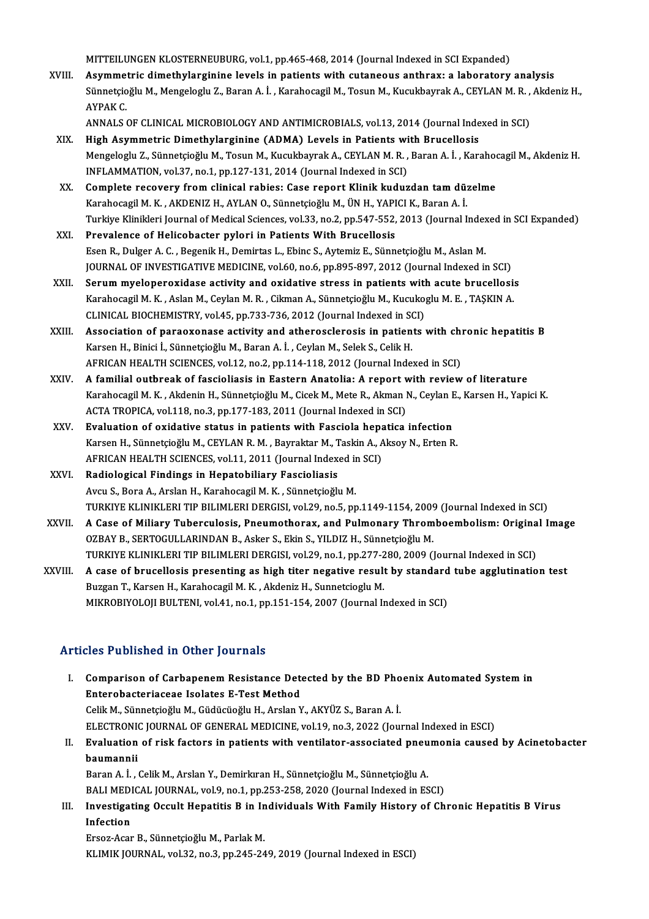MITTEILUNGEN KLOSTERNEUBURG, vol.1, pp.465-468, 2014 (Journal Indexed in SCI Expanded)

XVIII. **Asymmetric dimethylarginine levels in patients with cutaneous anthrax: a laboratory analysis**
Sünnetçioğlu M., Mengeloglu Z., Baran A. İ. , Karahocagil M., Tosun M., Kucukbayrak A., CEYLAN M. R. , Akdeniz H., AYPAK C.
ANNALS OF CLINICAL MICROBIOLOGY AND ANTIMICROBIALS, vol.13, 2014 (Journal Indexed in SCI)

XIX. **High Asymmetric Dimethylarginine (ADMA) Levels in Patients with Brucellosis**
Mengeloglu Z., Sünnetçioğlu M., Tosun M., Kucukbayrak A., CEYLAN M. R. , Baran A. İ. , Karahocagil M., Akdeniz H.
INFLAMMATION, vol.37, no.1, pp.127-131, 2014 (Journal Indexed in SCI)

XX. **Complete recovery from clinical rabies: Case report Klinik kuduzdan tam düzelme**
Karahocagil M. K. , AKDENIZ H., AYLAN O., Sünnetçioğlu M., ÜN H., YAPICI K., Baran A. İ.
Turkiye Klinikleri Journal of Medical Sciences, vol.33, no.2, pp.547-552, 2013 (Journal Indexed in SCI Expanded)

XXI. **Prevalence of Helicobacter pylori in Patients With Brucellosis**
Esen R., Dulger A. C. , Begenik H., Demirtas L., Ebinc S., Aytemiz E., Sünnetçioğlu M., Aslan M.
JOURNAL OF INVESTIGATIVE MEDICINE, vol.60, no.6, pp.895-897, 2012 (Journal Indexed in SCI)

XXII. **Serum myeloperoxidase activity and oxidative stress in patients with acute brucellosis**
Karahocagil M. K. , Aslan M., Ceylan M. R. , Cikman A., Sünnetçioğlu M., Kucukoglu M. E. , TAŞKIN A.
CLINICAL BIOCHEMISTRY, vol.45, pp.733-736, 2012 (Journal Indexed in SCI)

XXIII. **Association of paraoxonase activity and atherosclerosis in patients with chronic hepatitis B**
Karsen H., Binici İ., Sünnetçioğlu M., Baran A. İ. , Ceylan M., Selek S., Celik H.
AFRICAN HEALTH SCIENCES, vol.12, no.2, pp.114-118, 2012 (Journal Indexed in SCI)

XXIV. **A familial outbreak of fascioliasis in Eastern Anatolia: A report with review of literature**
Karahocagil M. K. , Akdenin H., Sünnetçioğlu M., Cicek M., Mete R., Akman N., Ceylan E., Karsen H., Yapici K.
ACTA TROPICA, vol.118, no.3, pp.177-183, 2011 (Journal Indexed in SCI)

XXV. **Evaluation of oxidative status in patients with Fasciola hepatica infection**
Karsen H., Sünnetçioğlu M., CEYLAN R. M. , Bayraktar M., Taskin A., Aksoy N., Erten R.
AFRICAN HEALTH SCIENCES, vol.11, 2011 (Journal Indexed in SCI)

XXVI. **Radiological Findings in Hepatobiliary Fascioliasis**
Avcu S., Bora A., Arslan H., Karahocagil M. K. , Sünnetçioğlu M.
TURKIYE KLINIKLERI TIP BILIMLERI DERGISI, vol.29, no.5, pp.1149-1154, 2009 (Journal Indexed in SCI)

XXVII. **A Case of Miliary Tuberculosis, Pneumothorax, and Pulmonary Thromboembolism: Original Image**
OZBAY B., SERTOGULLARINDAN B., Asker S., Ekin S., YILDIZ H., Sünnetçioğlu M.
TURKIYE KLINIKLERI TIP BILIMLERI DERGISI, vol.29, no.1, pp.277-280, 2009 (Journal Indexed in SCI)

XXVIII. **A case of brucellosis presenting as high titer negative result by standard tube agglutination test**
Buzgan T., Karsen H., Karahocagil M. K. , Akdeniz H., Sunnetcioglu M.
MIKROBIYOLOJI BULTENI, vol.41, no.1, pp.151-154, 2007 (Journal Indexed in SCI)

## Articles Published in Other Journals

I. **Comparison of Carbapenem Resistance Detected by the BD Phoenix Automated System in Enterobacteriaceae Isolates E-Test Method**
Celik M., Sünnetçioğlu M., Güdücüoğlu H., Arslan Y., AKYÜZ S., Baran A. İ.
ELECTRONIC JOURNAL OF GENERAL MEDICINE, vol.19, no.3, 2022 (Journal Indexed in ESCI)

II. **Evaluation of risk factors in patients with ventilator-associated pneumonia caused by Acinetobacter baumannii**
Baran A. İ. , Celik M., Arslan Y., Demirkıran H., Sünnetçioğlu M., Sünnetçioğlu A.
BALI MEDICAL JOURNAL, vol.9, no.1, pp.253-258, 2020 (Journal Indexed in ESCI)

III. **Investigating Occult Hepatitis B in Individuals With Family History of Chronic Hepatitis B Virus Infection**
Ersoz-Acar B., Sünnetçioğlu M., Parlak M.
KLIMIK JOURNAL, vol.32, no.3, pp.245-249, 2019 (Journal Indexed in ESCI)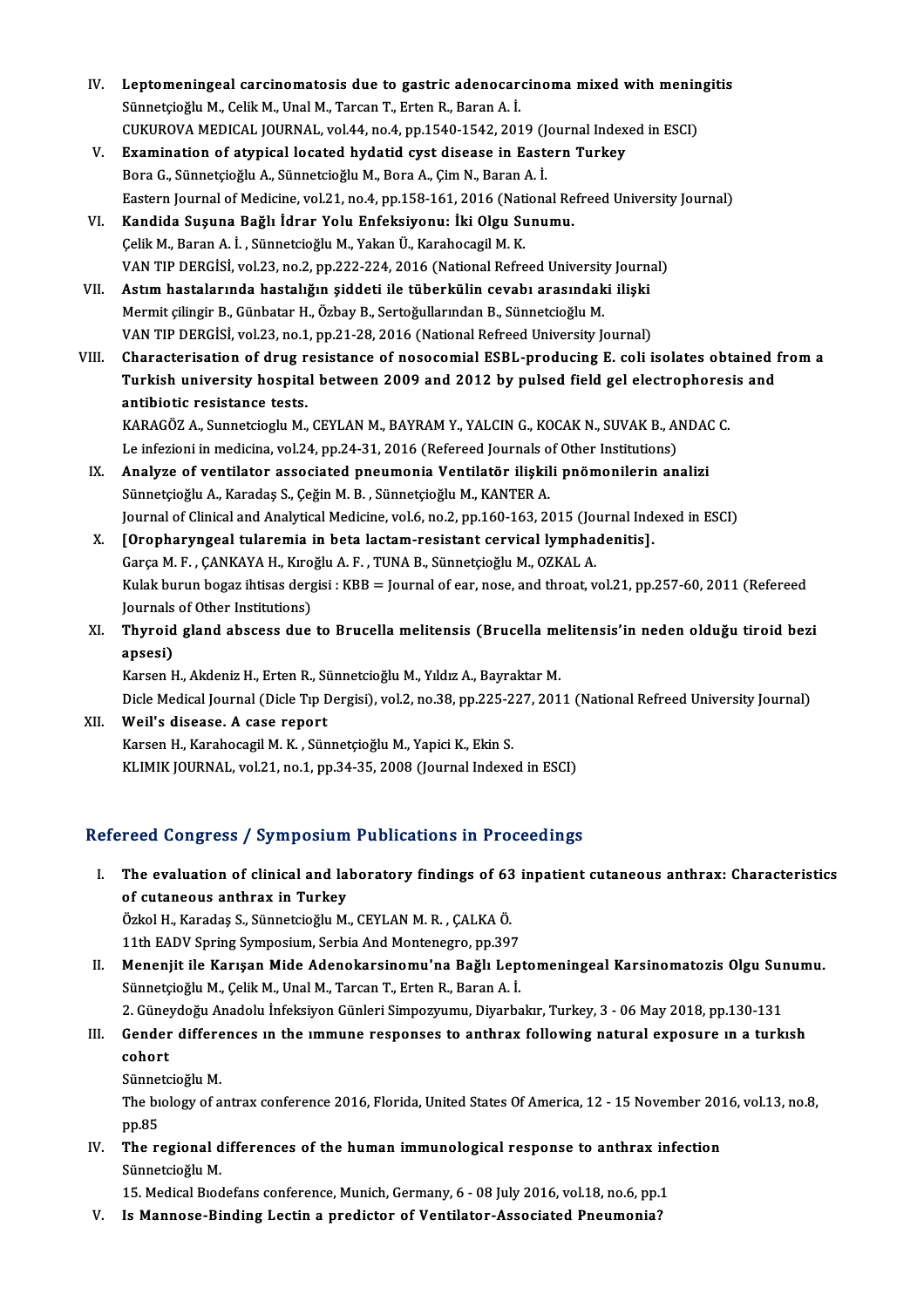IV. **Leptomeningeal carcinomatosis due to gastric adenocarcinoma mixed with meningitis**
Sünnetçioğlu M., Celik M., Unal M., Tarcan T., Erten R., Baran A. İ.
CUKUROVA MEDICAL JOURNAL, vol.44, no.4, pp.1540-1542, 2019 (Journal Indexed in ESCI)

V. **Examination of atypical located hydatid cyst disease in Eastern Turkey**
Bora G., Sünnetçioğlu A., Sünnetcioğlu M., Bora A., Çim N., Baran A. İ.
Eastern Journal of Medicine, vol.21, no.4, pp.158-161, 2016 (National Refreed University Journal)

VI. **Kandida Suşuna Bağlı İdrar Yolu Enfeksiyonu: İki Olgu Sunumu.**
Çelik M., Baran A. İ. , Sünnetcioğlu M., Yakan Ü., Karahocagil M. K.
VAN TIP DERGİSİ, vol.23, no.2, pp.222-224, 2016 (National Refreed University Journal)

VII. **Astım hastalarında hastalığın şiddeti ile tüberkülin cevabı arasındaki ilişki**
Mermit çilingir B., Günbatar H., Özbay B., Sertoğullarından B., Sünnetcioğlu M.
VAN TIP DERGİSİ, vol.23, no.1, pp.21-28, 2016 (National Refreed University Journal)

VIII. **Characterisation of drug resistance of nosocomial ESBL-producing E. coli isolates obtained from a Turkish university hospital between 2009 and 2012 by pulsed field gel electrophoresis and antibiotic resistance tests.**
KARAGÖZ A., Sunnetcioglu M., CEYLAN M., BAYRAM Y., YALCIN G., KOCAK N., SUVAK B., ANDAC C.
Le infezioni in medicina, vol.24, pp.24-31, 2016 (Refereed Journals of Other Institutions)

IX. **Analyze of ventilator associated pneumonia Ventilatör ilişkili pnömonilerin analizi**
Sünnetçioğlu A., Karadaş S., Çeğin M. B. , Sünnetçioğlu M., KANTER A.
Journal of Clinical and Analytical Medicine, vol.6, no.2, pp.160-163, 2015 (Journal Indexed in ESCI)

X. **[Oropharyngeal tularemia in beta lactam-resistant cervical lymphadenitis].**
Garça M. F. , ÇANKAYA H., Kıroğlu A. F. , TUNA B., Sünnetçioğlu M., OZKAL A.
Kulak burun bogaz ihtisas dergisi : KBB = Journal of ear, nose, and throat, vol.21, pp.257-60, 2011 (Refereed Journals of Other Institutions)

XI. **Thyroid gland abscess due to Brucella melitensis (Brucella melitensis'in neden olduğu tiroid bezi apsesi)**
Karsen H., Akdeniz H., Erten R., Sünnetcioğlu M., Yıldız A., Bayraktar M.
Dicle Medical Journal (Dicle Tıp Dergisi), vol.2, no.38, pp.225-227, 2011 (National Refreed University Journal)

XII. **Weil's disease. A case report**
Karsen H., Karahocagil M. K. , Sünnetçioğlu M., Yapici K., Ekin S.
KLIMIK JOURNAL, vol.21, no.1, pp.34-35, 2008 (Journal Indexed in ESCI)

## Refereed Congress / Symposium Publications in Proceedings

I. **The evaluation of clinical and laboratory findings of 63 inpatient cutaneous anthrax: Characteristics of cutaneous anthrax in Turkey**
Özkol H., Karadaş S., Sünnetcioğlu M., CEYLAN M. R. , ÇALKA Ö.
11th EADV Spring Symposium, Serbia And Montenegro, pp.397

II. **Menenjit ile Karışan Mide Adenokarsinomu'na Bağlı Leptomeningeal Karsinomatozis Olgu Sunumu.**
Sünnetçioğlu M., Çelik M., Unal M., Tarcan T., Erten R., Baran A. İ.
2. Güneydoğu Anadolu İnfeksiyon Günleri Simpozyumu, Diyarbakır, Turkey, 3 - 06 May 2018, pp.130-131

III. **Gender differences ın the ımmune responses to anthrax following natural exposure ın a turkısh cohort**
Sünnetcioğlu M.
The bıology of antrax conference 2016, Florida, United States Of America, 12 - 15 November 2016, vol.13, no.8, pp.85

IV. **The regional differences of the human immunological response to anthrax infection**
Sünnetcioğlu M.
15. Medical Bıodefans conference, Munich, Germany, 6 - 08 July 2016, vol.18, no.6, pp.1

V. **Is Mannose-Binding Lectin a predictor of Ventilator-Associated Pneumonia?**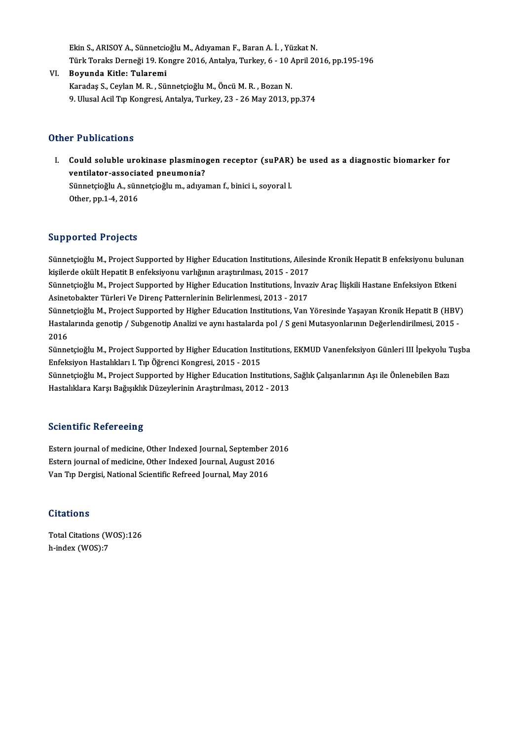Ekin S., ARISOY A., Sünnetcioğlu M., Adıyaman F., Baran A. İ. , Yüzkat N.
Türk Toraks Derneği 19. Kongre 2016, Antalya, Turkey, 6 - 10 April 2016, pp.195-196

VI. **Boyunda Kitle: Tularemi**
Karadaş S., Ceylan M. R. , Sünnetçioğlu M., Öncü M. R. , Bozan N.
9. Ulusal Acil Tıp Kongresi, Antalya, Turkey, 23 - 26 May 2013, pp.374

## Other Publications

I. **Could soluble urokinase plasminogen receptor (suPAR) be used as a diagnostic biomarker for ventilator-associated pneumonia?**
Sünnetçioğlu A., sünnetçioğlu m., adıyaman f., binici i., soyoral l.
Other, pp.1-4, 2016

## Supported Projects

Sünnetçioğlu M., Project Supported by Higher Education Institutions, Ailesinde Kronik Hepatit B enfeksiyonu bulunan kişilerde okült Hepatit B enfeksiyonu varlığının araştırılması, 2015 - 2017

Sünnetçioğlu M., Project Supported by Higher Education Institutions, İnvaziv Araç İlişkili Hastane Enfeksiyon Etkeni Asinetobakter Türleri Ve Direnç Patternlerinin Belirlenmesi, 2013 - 2017

Sünnetçioğlu M., Project Supported by Higher Education Institutions, Van Yöresinde Yaşayan Kronik Hepatit B (HBV) Hastalarında genotip / Subgenotip Analizi ve aynı hastalarda pol / S geni Mutasyonlarının Değerlendirilmesi, 2015 - 2016

Sünnetçioğlu M., Project Supported by Higher Education Institutions, EKMUD Vanenfeksiyon Günleri III İpekyolu Tuşba Enfeksiyon Hastalıkları I. Tıp Öğrenci Kongresi, 2015 - 2015

Sünnetçioğlu M., Project Supported by Higher Education Institutions, Sağlık Çalışanlarının Aşı ile Önlenebilen Bazı Hastalıklara Karşı Bağışıklık Düzeylerinin Araştırılması, 2012 - 2013

## Scientific Refereeing

Estern journal of medicine, Other Indexed Journal, September 2016
Estern journal of medicine, Other Indexed Journal, August 2016
Van Tıp Dergisi, National Scientific Refreed Journal, May 2016

## Citations

Total Citations (WOS):126
h-index (WOS):7